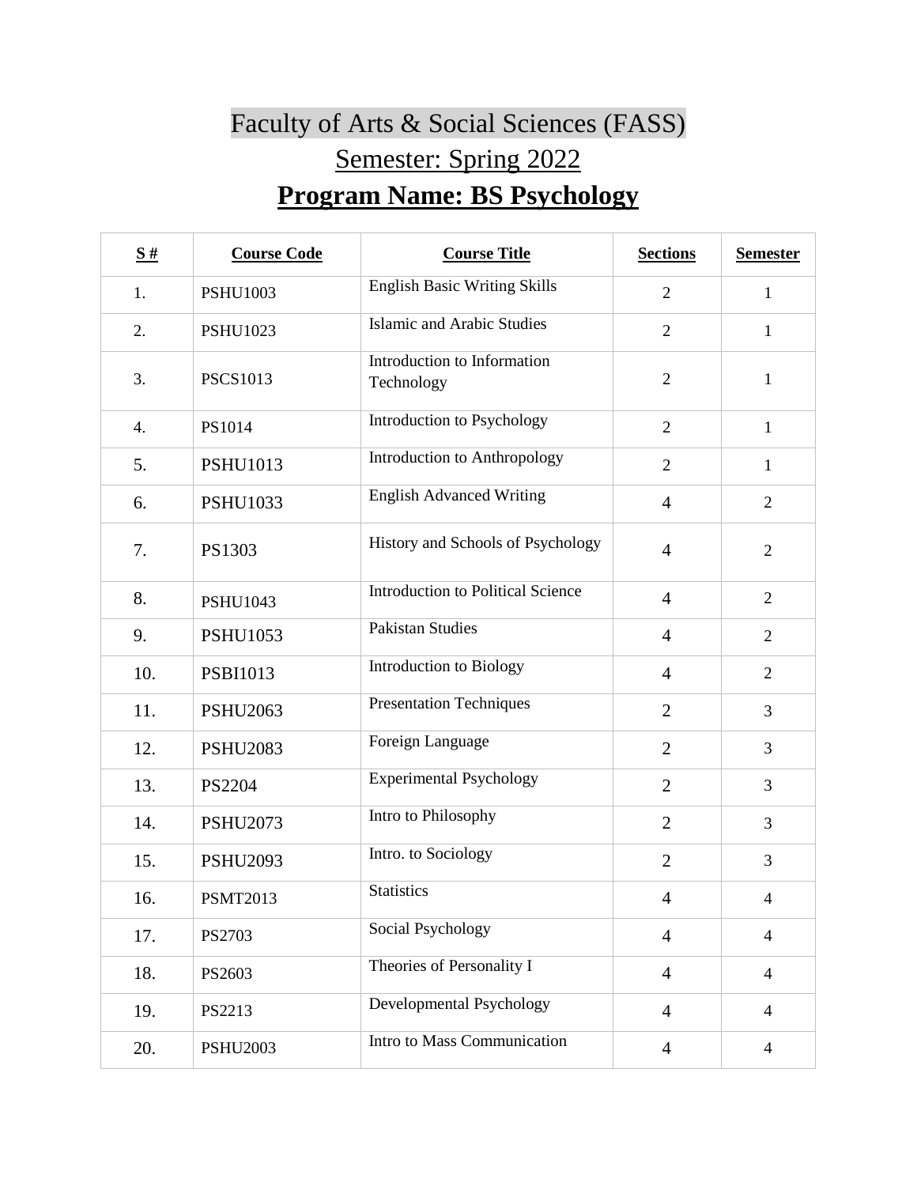# Faculty of Arts & Social Sciences (FASS)

## Semester: Spring 2022

## **Program Name: BS Psychology**

| **S #** | **Course Code** | **Course Title** | **Sections** | **Semester** |
|---|---|---|---|---|
| 1. | PSHU1003 | English Basic Writing Skills | 2 | 1 |
| 2. | PSHU1023 | Islamic and Arabic Studies | 2 | 1 |
| 3. | PSCS1013 | Introduction to Information Technology | 2 | 1 |
| 4. | PS1014 | Introduction to Psychology | 2 | 1 |
| 5. | PSHU1013 | Introduction to Anthropology | 2 | 1 |
| 6. | PSHU1033 | English Advanced Writing | 4 | 2 |
| 7. | PS1303 | History and Schools of Psychology | 4 | 2 |
| 8. | PSHU1043 | Introduction to Political Science | 4 | 2 |
| 9. | PSHU1053 | Pakistan Studies | 4 | 2 |
| 10. | PSBI1013 | Introduction to Biology | 4 | 2 |
| 11. | PSHU2063 | Presentation Techniques | 2 | 3 |
| 12. | PSHU2083 | Foreign Language | 2 | 3 |
| 13. | PS2204 | Experimental Psychology | 2 | 3 |
| 14. | PSHU2073 | Intro to Philosophy | 2 | 3 |
| 15. | PSHU2093 | Intro. to Sociology | 2 | 3 |
| 16. | PSMT2013 | Statistics | 4 | 4 |
| 17. | PS2703 | Social Psychology | 4 | 4 |
| 18. | PS2603 | Theories of Personality I | 4 | 4 |
| 19. | PS2213 | Developmental Psychology | 4 | 4 |
| 20. | PSHU2003 | Intro to Mass Communication | 4 | 4 |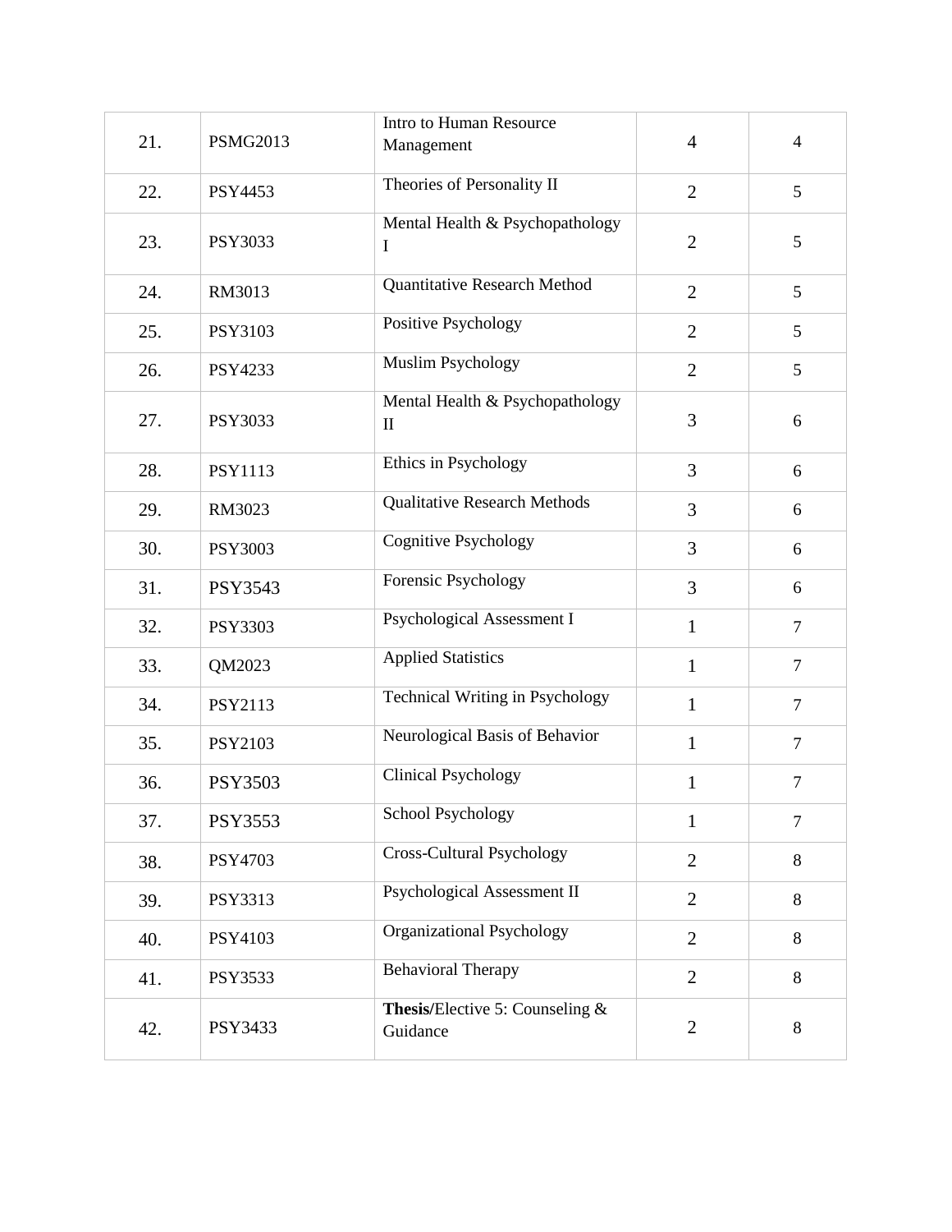| | | | | |
|---|---|---|---|---|
| 21. | PSMG2013 | Intro to Human Resource Management | 4 | 4 |
| 22. | PSY4453 | Theories of Personality II | 2 | 5 |
| 23. | PSY3033 | Mental Health & Psychopathology I | 2 | 5 |
| 24. | RM3013 | Quantitative Research Method | 2 | 5 |
| 25. | PSY3103 | Positive Psychology | 2 | 5 |
| 26. | PSY4233 | Muslim Psychology | 2 | 5 |
| 27. | PSY3033 | Mental Health & Psychopathology II | 3 | 6 |
| 28. | PSY1113 | Ethics in Psychology | 3 | 6 |
| 29. | RM3023 | Qualitative Research Methods | 3 | 6 |
| 30. | PSY3003 | Cognitive Psychology | 3 | 6 |
| 31. | PSY3543 | Forensic Psychology | 3 | 6 |
| 32. | PSY3303 | Psychological Assessment I | 1 | 7 |
| 33. | QM2023 | Applied Statistics | 1 | 7 |
| 34. | PSY2113 | Technical Writing in Psychology | 1 | 7 |
| 35. | PSY2103 | Neurological Basis of Behavior | 1 | 7 |
| 36. | PSY3503 | Clinical Psychology | 1 | 7 |
| 37. | PSY3553 | School Psychology | 1 | 7 |
| 38. | PSY4703 | Cross-Cultural Psychology | 2 | 8 |
| 39. | PSY3313 | Psychological Assessment II | 2 | 8 |
| 40. | PSY4103 | Organizational Psychology | 2 | 8 |
| 41. | PSY3533 | Behavioral Therapy | 2 | 8 |
| 42. | PSY3433 | **Thesis**/Elective 5: Counseling & Guidance | 2 | 8 |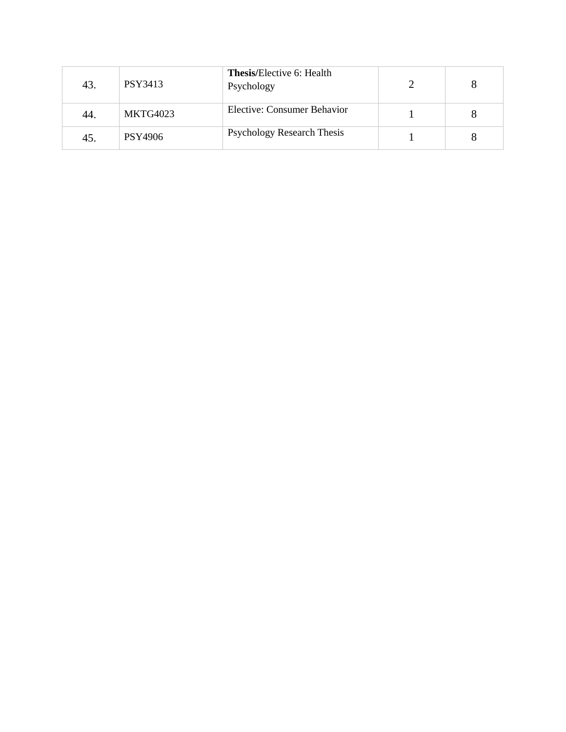| | | | | |
|---|---|---|---|---|
| 43. | PSY3413 | **Thesis**/Elective 6: Health Psychology | 2 | 8 |
| 44. | MKTG4023 | Elective: Consumer Behavior | 1 | 8 |
| 45. | PSY4906 | Psychology Research Thesis | 1 | 8 |